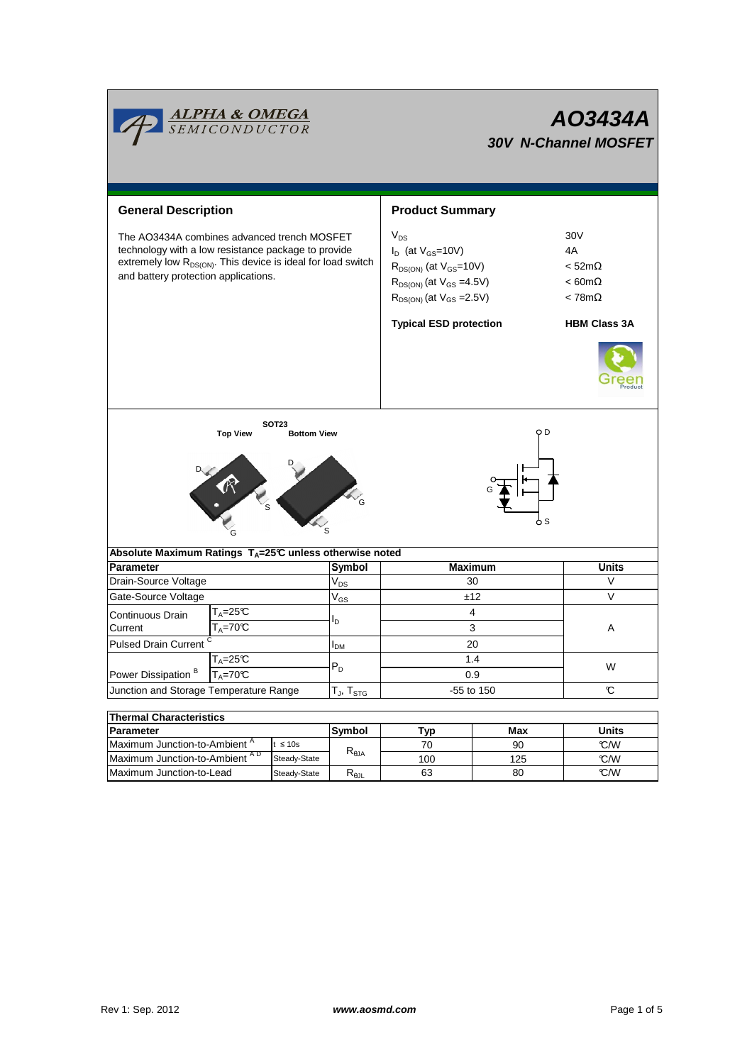ALPHA & OMEGA SEMICONDUCTOR

# AO3434A

## 30V N-Channel MOSFET

## General Description

The AO3434A combines advanced trench MOSFET technology with a low resistance package to provide extremely low $R_{DS(ON)}$. This device is ideal for load switch and battery protection applications.

## Product Summary

| | |
|---|---|
| $V_{DS}$ | 30V |
| $I_D$ (at $V_{GS}$=10V) | 4A |
| $R_{DS(ON)}$ (at $V_{GS}$=10V) | < 52mΩ |
| $R_{DS(ON)}$ (at $V_{GS}$ =4.5V) | < 60mΩ |
| $R_{DS(ON)}$ (at $V_{GS}$ =2.5V) | < 78mΩ |
| **Typical ESD protection** | **HBM Class 3A** |

SOT23

Top View    Bottom View

D G S

## Absolute Maximum Ratings $T_A$=25℃ unless otherwise noted

| Parameter | | Symbol | Maximum | Units |
|---|---|---|---|---|
| Drain-Source Voltage | | $V_{DS}$ | 30 | V |
| Gate-Source Voltage | | $V_{GS}$ | ±12 | V |
| Continuous Drain Current | $T_A$=25℃ | $I_D$ | 4 | A |
| | $T_A$=70℃ | | 3 | |
| Pulsed Drain Current [C] | | $I_{DM}$ | 20 | |
| Power Dissipation [B] | $T_A$=25℃ | $P_D$ | 1.4 | W |
| | $T_A$=70℃ | | 0.9 | |
| Junction and Storage Temperature Range | | $T_J$, $T_{STG}$ | -55 to 150 | ℃ |

## Thermal Characteristics

| Parameter | | Symbol | Typ | Max | Units |
|---|---|---|---|---|---|
| Maximum Junction-to-Ambient [A] | t ≤ 10s | $R_{\theta JA}$ | 70 | 90 | ℃/W |
| Maximum Junction-to-Ambient [A D] | Steady-State | | 100 | 125 | ℃/W |
| Maximum Junction-to-Lead | Steady-State | $R_{\theta JL}$ | 63 | 80 | ℃/W |

Rev 1: Sep. 2012    www.aosmd.com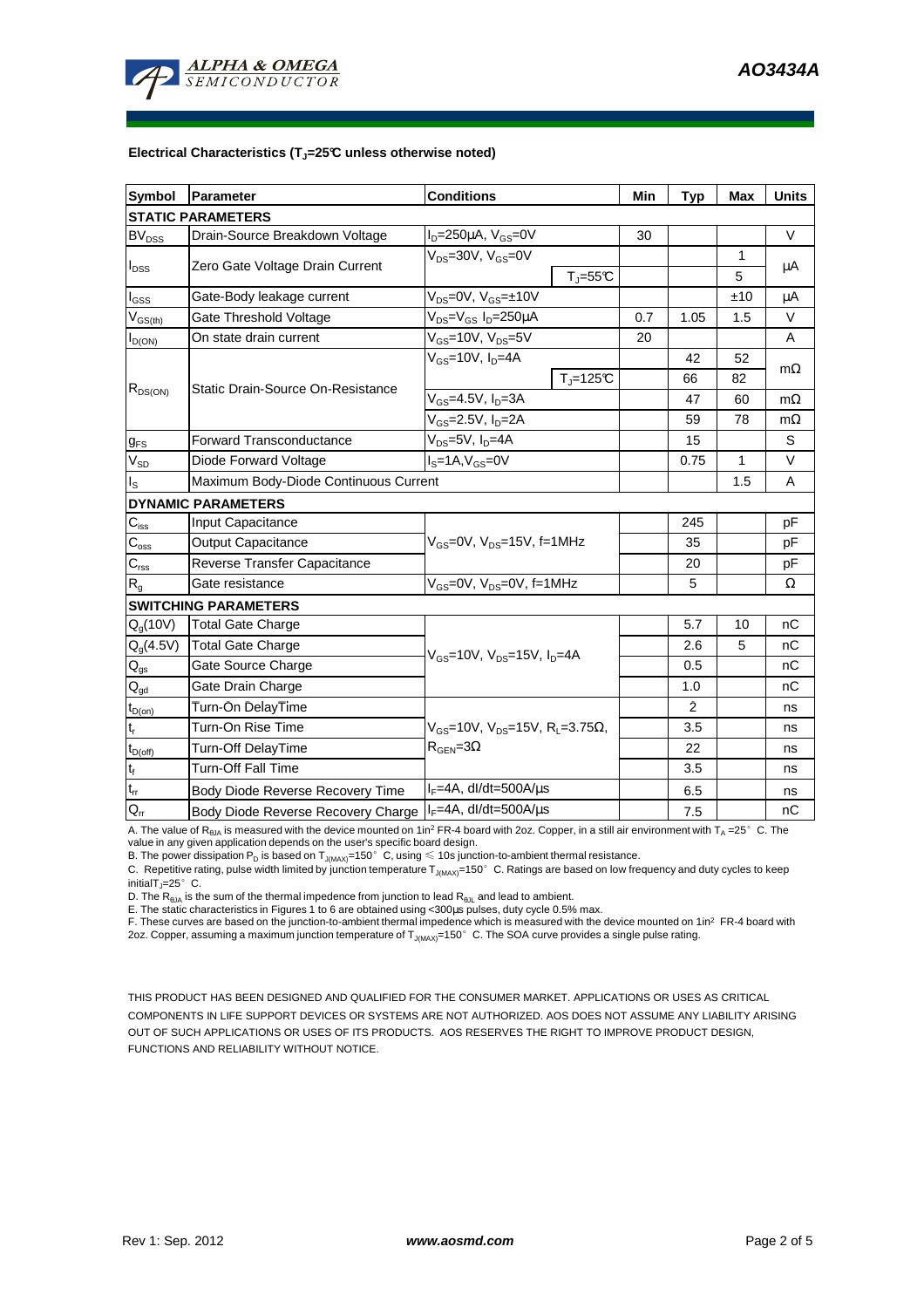**Electrical Characteristics ($T_J$=25°C unless otherwise noted)**

| Symbol | Parameter | Conditions | | Min | Typ | Max | Units |
|---|---|---|---|---|---|---|---|
| **STATIC PARAMETERS** | | | | | | | |
| $BV_{DSS}$ | Drain-Source Breakdown Voltage | $I_D$=250µA, $V_{GS}$=0V | | 30 | | | V |
| $I_{DSS}$ | Zero Gate Voltage Drain Current | $V_{DS}$=30V, $V_{GS}$=0V | | | | 1 | µA |
| | | | $T_J$=55°C | | | 5 | |
| $I_{GSS}$ | Gate-Body leakage current | $V_{DS}$=0V, $V_{GS}$=±10V | | | | ±10 | µA |
| $V_{GS(th)}$ | Gate Threshold Voltage | $V_{DS}$=$V_{GS}$ $I_D$=250µA | | 0.7 | 1.05 | 1.5 | V |
| $I_{D(ON)}$ | On state drain current | $V_{GS}$=10V, $V_{DS}$=5V | | 20 | | | A |
| $R_{DS(ON)}$ | Static Drain-Source On-Resistance | $V_{GS}$=10V, $I_D$=4A | | | 42 | 52 | mΩ |
| | | | $T_J$=125°C | | 66 | 82 | |
| | | $V_{GS}$=4.5V, $I_D$=3A | | | 47 | 60 | mΩ |
| | | $V_{GS}$=2.5V, $I_D$=2A | | | 59 | 78 | mΩ |
| $g_{FS}$ | Forward Transconductance | $V_{DS}$=5V, $I_D$=4A | | | 15 | | S |
| $V_{SD}$ | Diode Forward Voltage | $I_S$=1A,$V_{GS}$=0V | | | 0.75 | 1 | V |
| $I_S$ | Maximum Body-Diode Continuous Current | | | | | 1.5 | A |
| **DYNAMIC PARAMETERS** | | | | | | | |
| $C_{iss}$ | Input Capacitance | $V_{GS}$=0V, $V_{DS}$=15V, f=1MHz | | | 245 | | pF |
| $C_{oss}$ | Output Capacitance | | | | 35 | | pF |
| $C_{rss}$ | Reverse Transfer Capacitance | | | | 20 | | pF |
| $R_g$ | Gate resistance | $V_{GS}$=0V, $V_{DS}$=0V, f=1MHz | | | 5 | | Ω |
| **SWITCHING PARAMETERS** | | | | | | | |
| $Q_g$(10V) | Total Gate Charge | $V_{GS}$=10V, $V_{DS}$=15V, $I_D$=4A | | | 5.7 | 10 | nC |
| $Q_g$(4.5V) | Total Gate Charge | | | | 2.6 | 5 | nC |
| $Q_{gs}$ | Gate Source Charge | | | | 0.5 | | nC |
| $Q_{gd}$ | Gate Drain Charge | | | | 1.0 | | nC |
| $t_{D(on)}$ | Turn-On DelayTime | $V_{GS}$=10V, $V_{DS}$=15V, $R_L$=3.75Ω, $R_{GEN}$=3Ω | | | 2 | | ns |
| $t_r$ | Turn-On Rise Time | | | | 3.5 | | ns |
| $t_{D(off)}$ | Turn-Off DelayTime | | | | 22 | | ns |
| $t_f$ | Turn-Off Fall Time | | | | 3.5 | | ns |
| $t_{rr}$ | Body Diode Reverse Recovery Time | $I_F$=4A, dI/dt=500A/µs | | | 6.5 | | ns |
| $Q_{rr}$ | Body Diode Reverse Recovery Charge | $I_F$=4A, dI/dt=500A/µs | | | 7.5 | | nC |

A. The value of $R_{\theta JA}$ is measured with the device mounted on 1in² FR-4 board with 2oz. Copper, in a still air environment with $T_A$ =25° C. The value in any given application depends on the user's specific board design.

B. The power dissipation $P_D$ is based on $T_{J(MAX)}$=150° C, using ≤ 10s junction-to-ambient thermal resistance.

C. Repetitive rating, pulse width limited by junction temperature $T_{J(MAX)}$=150° C. Ratings are based on low frequency and duty cycles to keep initial$T_J$=25° C.

D. The $R_{\theta JA}$ is the sum of the thermal impedence from junction to lead $R_{\theta JL}$ and lead to ambient.

E. The static characteristics in Figures 1 to 6 are obtained using <300µs pulses, duty cycle 0.5% max.

F. These curves are based on the junction-to-ambient thermal impedence which is measured with the device mounted on 1in² FR-4 board with 2oz. Copper, assuming a maximum junction temperature of $T_{J(MAX)}$=150° C. The SOA curve provides a single pulse rating.

THIS PRODUCT HAS BEEN DESIGNED AND QUALIFIED FOR THE CONSUMER MARKET. APPLICATIONS OR USES AS CRITICAL COMPONENTS IN LIFE SUPPORT DEVICES OR SYSTEMS ARE NOT AUTHORIZED. AOS DOES NOT ASSUME ANY LIABILITY ARISING OUT OF SUCH APPLICATIONS OR USES OF ITS PRODUCTS. AOS RESERVES THE RIGHT TO IMPROVE PRODUCT DESIGN, FUNCTIONS AND RELIABILITY WITHOUT NOTICE.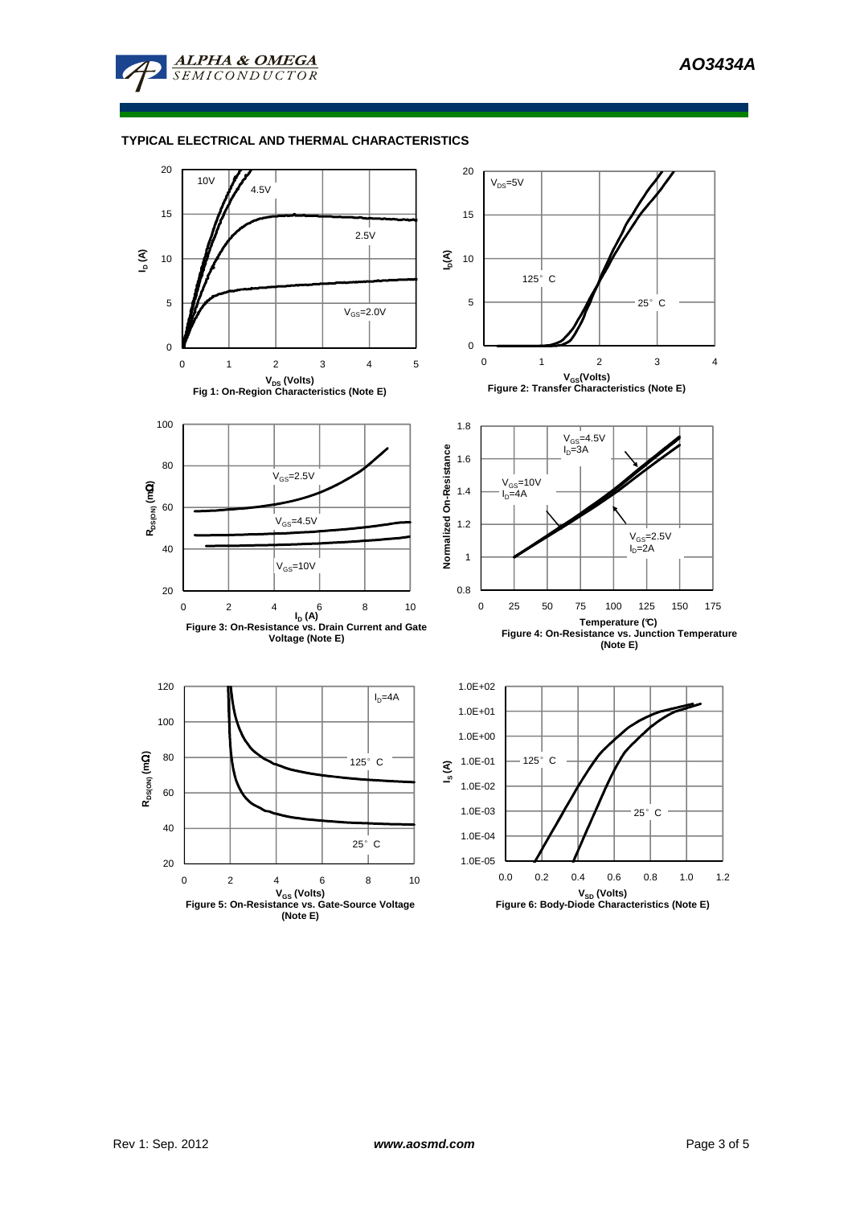## TYPICAL ELECTRICAL AND THERMAL CHARACTERISTICS

Fig 1: On-Region Characteristics (Note E)

Figure 2: Transfer Characteristics (Note E)

Figure 3: On-Resistance vs. Drain Current and Gate Voltage (Note E)

Figure 4: On-Resistance vs. Junction Temperature (Note E)

Figure 5: On-Resistance vs. Gate-Source Voltage (Note E)

Figure 6: Body-Diode Characteristics (Note E)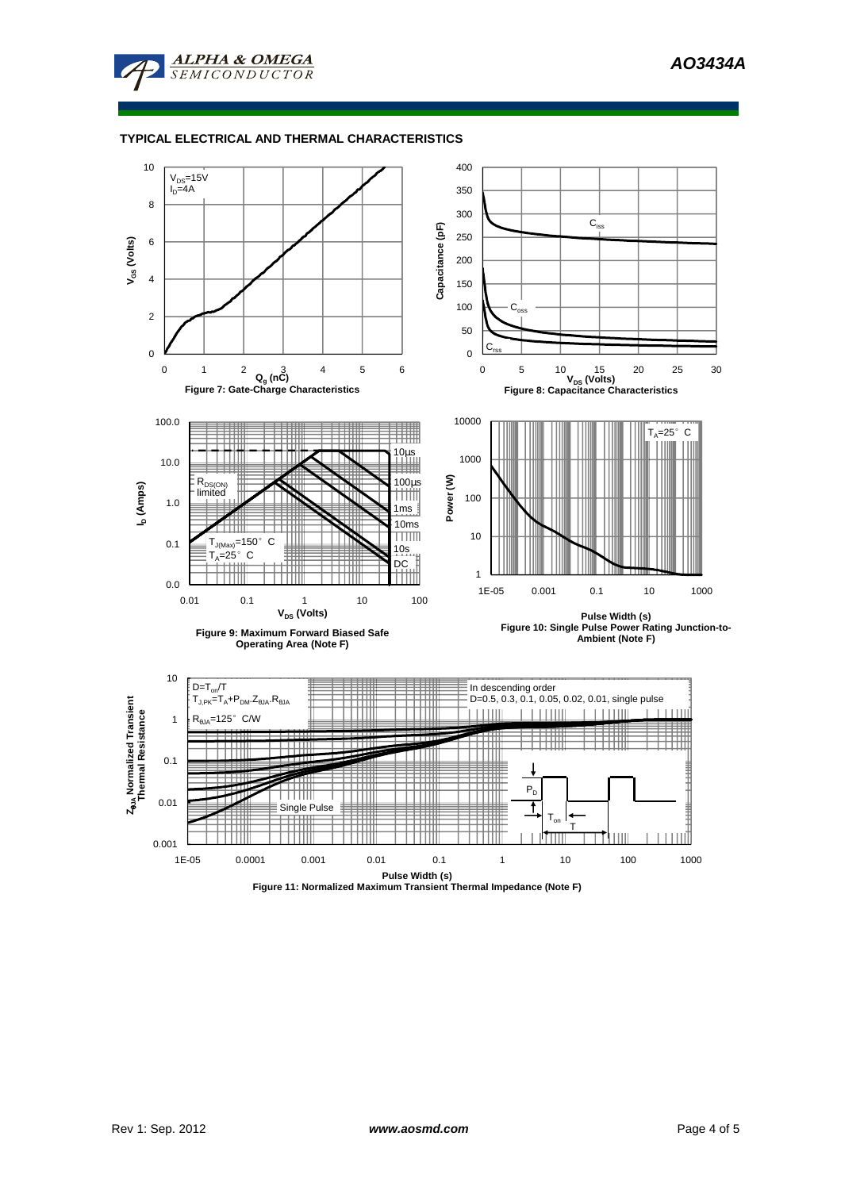## TYPICAL ELECTRICAL AND THERMAL CHARACTERISTICS

$V_{DS}$=15V
$I_D$=4A

Figure 7: Gate-Charge Characteristics

$C_{iss}$
$C_{oss}$
$C_{rss}$

Figure 8: Capacitance Characteristics

$R_{DS(ON)}$ limited
$T_{J(Max)}$=150° C
$T_A$=25° C

10µs, 100µs, 1ms, 10ms, 10s, DC

Figure 9: Maximum Forward Biased Safe Operating Area (Note F)

$T_A$=25° C

Figure 10: Single Pulse Power Rating Junction-to-Ambient (Note F)

$D=T_{on}/T$
$T_{J,PK}=T_A+P_{DM}.Z_{\theta JA}.R_{\theta JA}$
$R_{\theta JA}$=125° C/W

In descending order
D=0.5, 0.3, 0.1, 0.05, 0.02, 0.01, single pulse

Single Pulse

Figure 11: Normalized Maximum Transient Thermal Impedance (Note F)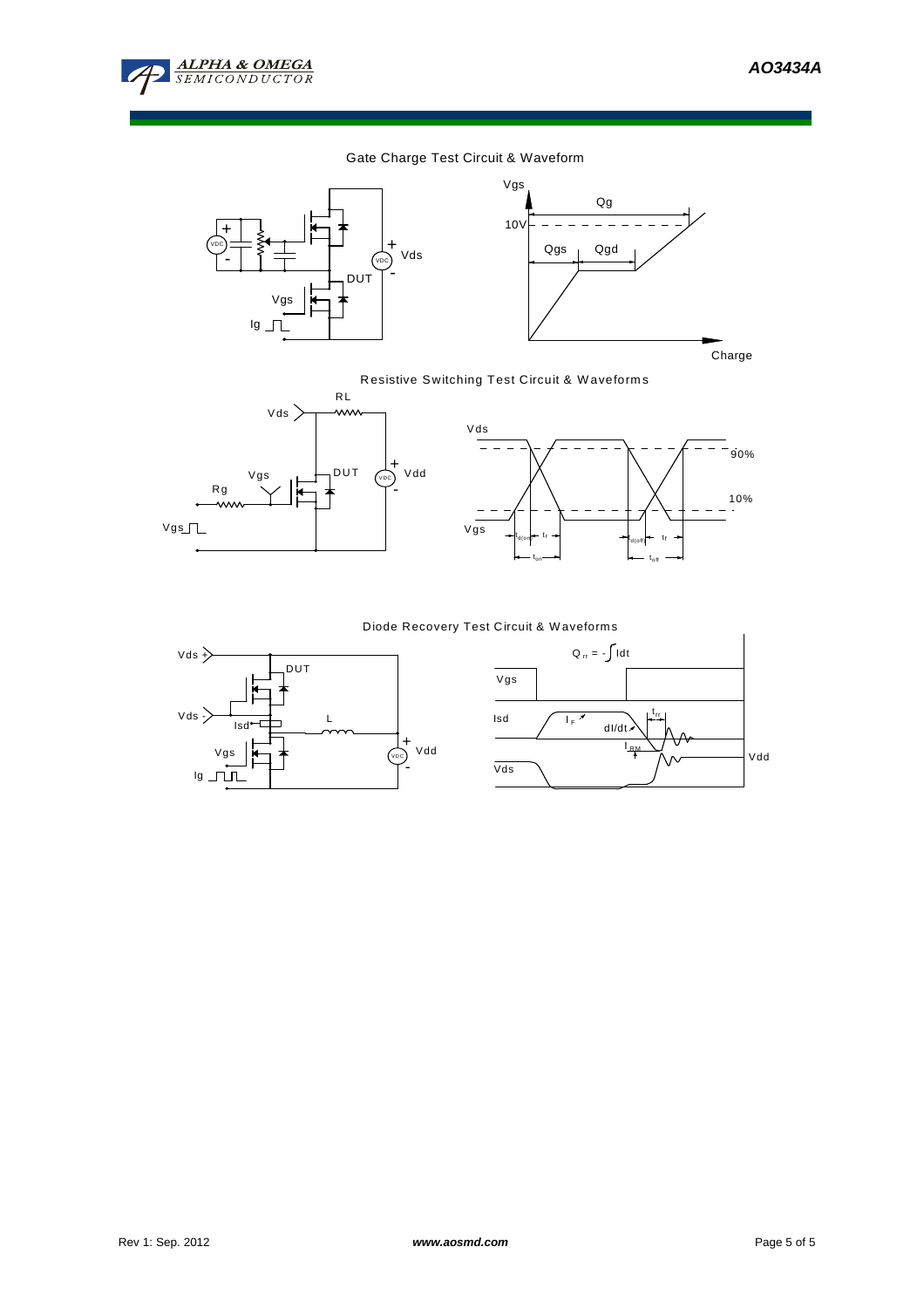## Gate Charge Test Circuit & Waveform

VDC
+
-
Vgs
Ig
DUT
+
Vds
-
VDC

Vgs
10V
Qg
Qgs
Qgd
Charge

## Resistive Switching Test Circuit & Waveforms

Vds
RL
Vgs
Rg
Vgs
DUT
+
Vdd
-
VDC

Vds
90%
10%
Vgs
$t_{d(on)}$
$t_r$
$t_{on}$
$t_{d(off)}$
$t_f$
$t_{off}$

## Diode Recovery Test Circuit & Waveforms

Vds +
DUT
Vds -
Isd
L
Vgs
Ig
+
Vdd
-
VDC

$Q_{rr} = -\int Idt$
Vgs
Isd
$I_F$
dI/dt
$t_{rr}$
$I_{RM}$
Vds
Vdd